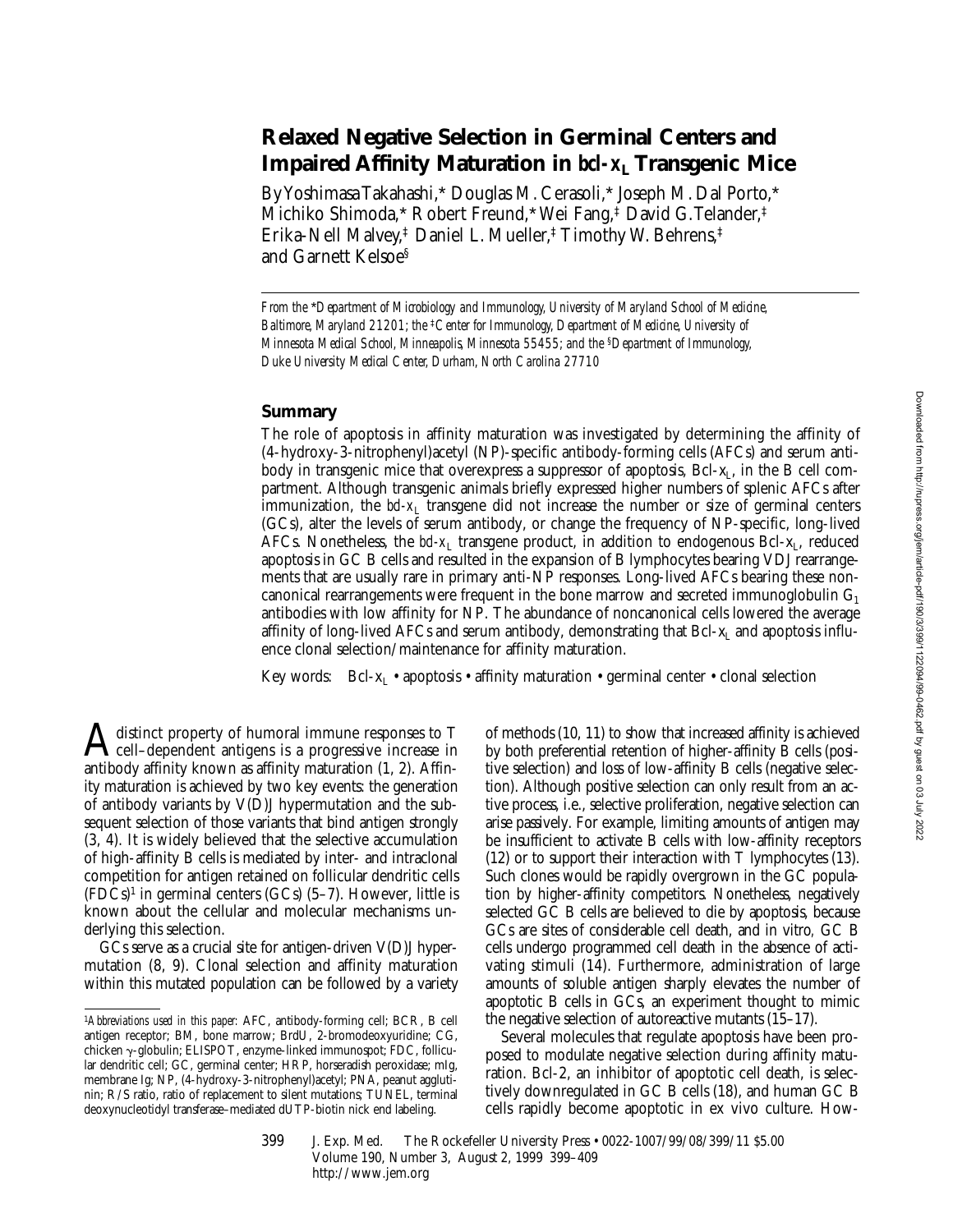# Relaxed Negative Selection in Germinal Centers and Impaired Affinity Maturation in *bcl-x*$_L$ Transgenic Mice

By Yoshimasa Takahashi,* Douglas M. Cerasoli,* Joseph M. Dal Porto,* Michiko Shimoda,* Robert Freund,* Wei Fang,‡ David G. Telander,‡ Erika-Nell Malvey,‡ Daniel L. Mueller,‡ Timothy W. Behrens,‡ and Garnett Kelsoe§

*From the \*Department of Microbiology and Immunology, University of Maryland School of Medicine, Baltimore, Maryland 21201; the ‡Center for Immunology, Department of Medicine, University of Minnesota Medical School, Minneapolis, Minnesota 55455; and the §Department of Immunology, Duke University Medical Center, Durham, North Carolina 27710*

## Summary

The role of apoptosis in affinity maturation was investigated by determining the affinity of (4-hydroxy-3-nitrophenyl)acetyl (NP)-specific antibody-forming cells (AFCs) and serum antibody in transgenic mice that overexpress a suppressor of apoptosis, Bcl-x$_L$, in the B cell compartment. Although transgenic animals briefly expressed higher numbers of splenic AFCs after immunization, the *bcl-x*$_L$ transgene did not increase the number or size of germinal centers (GCs), alter the levels of serum antibody, or change the frequency of NP-specific, long-lived AFCs. Nonetheless, the *bcl-x*$_L$ transgene product, in addition to endogenous Bcl-x$_L$, reduced apoptosis in GC B cells and resulted in the expansion of B lymphocytes bearing VDJ rearrangements that are usually rare in primary anti-NP responses. Long-lived AFCs bearing these noncanonical rearrangements were frequent in the bone marrow and secreted immunoglobulin G$_1$ antibodies with low affinity for NP. The abundance of noncanonical cells lowered the average affinity of long-lived AFCs and serum antibody, demonstrating that Bcl-x$_L$ and apoptosis influence clonal selection/maintenance for affinity maturation.

Key words: Bcl-x$_L$ • apoptosis • affinity maturation • germinal center • clonal selection

A distinct property of humoral immune responses to T cell–dependent antigens is a progressive increase in antibody affinity known as affinity maturation (1, 2). Affinity maturation is achieved by two key events: the generation of antibody variants by V(D)J hypermutation and the subsequent selection of those variants that bind antigen strongly (3, 4). It is widely believed that the selective accumulation of high-affinity B cells is mediated by inter- and intraclonal competition for antigen retained on follicular dendritic cells (FDCs)[1] in germinal centers (GCs) (5–7). However, little is known about the cellular and molecular mechanisms underlying this selection.

GCs serve as a crucial site for antigen-driven V(D)J hypermutation (8, 9). Clonal selection and affinity maturation within this mutated population can be followed by a variety of methods (10, 11) to show that increased affinity is achieved by both preferential retention of higher-affinity B cells (positive selection) and loss of low-affinity B cells (negative selection). Although positive selection can only result from an active process, i.e., selective proliferation, negative selection can arise passively. For example, limiting amounts of antigen may be insufficient to activate B cells with low-affinity receptors (12) or to support their interaction with T lymphocytes (13). Such clones would be rapidly overgrown in the GC population by higher-affinity competitors. Nonetheless, negatively selected GC B cells are believed to die by apoptosis, because GCs are sites of considerable cell death, and in vitro, GC B cells undergo programmed cell death in the absence of activating stimuli (14). Furthermore, administration of large amounts of soluble antigen sharply elevates the number of apoptotic B cells in GCs, an experiment thought to mimic the negative selection of autoreactive mutants (15–17).

Several molecules that regulate apoptosis have been proposed to modulate negative selection during affinity maturation. Bcl-2, an inhibitor of apoptotic cell death, is selectively downregulated in GC B cells (18), and human GC B cells rapidly become apoptotic in ex vivo culture. How-

[1] *Abbreviations used in this paper:* AFC, antibody-forming cell; BCR, B cell antigen receptor; BM, bone marrow; BrdU, 2-bromodeoxyuridine; CG, chicken γ-globulin; ELISPOT, enzyme-linked immunospot; FDC, follicular dendritic cell; GC, germinal center; HRP, horseradish peroxidase; mIg, membrane Ig; NP, (4-hydroxy-3-nitrophenyl)acetyl; PNA, peanut agglutinin; R/S ratio, ratio of replacement to silent mutations; TUNEL, terminal deoxynucleotidyl transferase–mediated dUTP-biotin nick end labeling.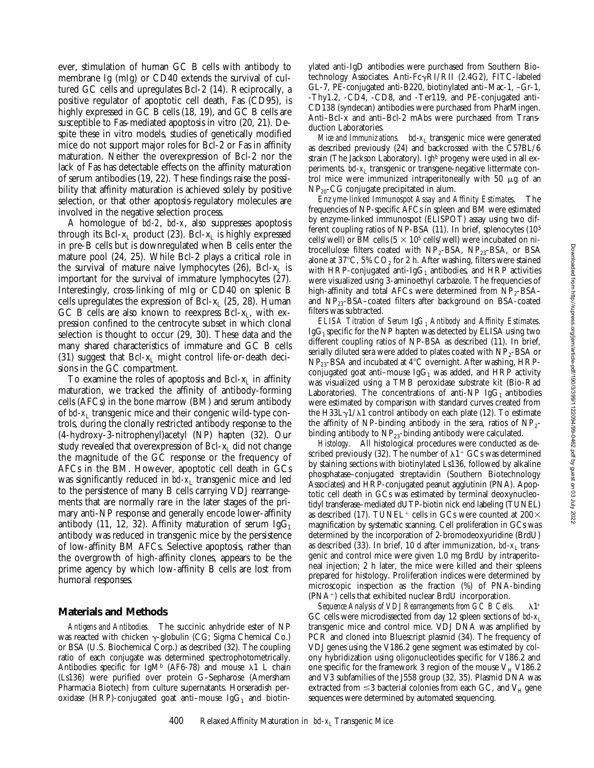ever, stimulation of human GC B cells with antibody to membrane Ig (mIg) or CD40 extends the survival of cultured GC cells and upregulates Bcl-2 (14). Reciprocally, a positive regulator of apoptotic cell death, Fas (CD95), is highly expressed in GC B cells (18, 19), and GC B cells are susceptible to Fas-mediated apoptosis in vitro (20, 21). Despite these in vitro models, studies of genetically modified mice do not support major roles for Bcl-2 or Fas in affinity maturation. Neither the overexpression of Bcl-2 nor the lack of Fas has detectable effects on the affinity maturation of serum antibodies (19, 22). These findings raise the possibility that affinity maturation is achieved solely by positive selection, or that other apoptosis-regulatory molecules are involved in the negative selection process.

A homologue of *bcl-2*, *bcl-x*, also suppresses apoptosis through its Bcl-$x_L$ product (23). Bcl-$x_L$ is highly expressed in pre-B cells but is downregulated when B cells enter the mature pool (24, 25). While Bcl-2 plays a critical role in the survival of mature naive lymphocytes (26), Bcl-$x_L$ is important for the survival of immature lymphocytes (27). Interestingly, cross-linking of mIg or CD40 on splenic B cells upregulates the expression of Bcl-$x_L$ (25, 28). Human GC B cells are also known to reexpress Bcl-$x_L$, with expression confined to the centrocyte subset in which clonal selection is thought to occur (29, 30). These data and the many shared characteristics of immature and GC B cells (31) suggest that Bcl-$x_L$ might control life-or-death decisions in the GC compartment.

To examine the roles of apoptosis and Bcl-$x_L$ in affinity maturation, we tracked the affinity of antibody-forming cells (AFCs) in the bone marrow (BM) and serum antibody of *bcl-$x_L$* transgenic mice and their congenic wild-type controls, during the clonally restricted antibody response to the (4-hydroxy-3-nitrophenyl)acetyl (NP) hapten (32). Our study revealed that overexpression of Bcl-$x_L$ did not change the magnitude of the GC response or the frequency of AFCs in the BM. However, apoptotic cell death in GCs was significantly reduced in *bcl-$x_L$* transgenic mice and led to the persistence of many B cells carrying VDJ rearrangements that are normally rare in the later stages of the primary anti-NP response and generally encode lower-affinity antibody (11, 12, 32). Affinity maturation of serum $IgG_1$ antibody was reduced in transgenic mice by the persistence of low-affinity BM AFCs. Selective apoptosis, rather than the overgrowth of high-affinity clones, appears to be the prime agency by which low-affinity B cells are lost from humoral responses.

## Materials and Methods

*Antigens and Antibodies.* The succinic anhydride ester of NP was reacted with chicken γ-globulin (CG; Sigma Chemical Co.) or BSA (U.S. Biochemical Corp.) as described (32). The coupling ratio of each conjugate was determined spectrophotometrically. Antibodies specific for $IgM^b$ (AF6-78) and mouse λ1 L chain (Ls136) were purified over protein G–Sepharose (Amersham Pharmacia Biotech) from culture supernatants. Horseradish peroxidase (HRP)-conjugated goat anti–mouse $IgG_1$ and biotinylated anti-IgD antibodies were purchased from Southern Biotechnology Associates. Anti-FcγRI/RII (2.4G2), FITC-labeled GL-7, PE-conjugated anti-B220, biotinylated anti–Mac-1, –Gr-1, -Thy1.2, -CD4, -CD8, and -Ter119, and PE-conjugated anti-CD138 (syndecan) antibodies were purchased from PharMingen. Anti–Bcl-x and anti–Bcl-2 mAbs were purchased from Transduction Laboratories.

*Mice and Immunizations.* *bcl-$x_L$* transgenic mice were generated as described previously (24) and backcrossed with the C57BL/6 strain (The Jackson Laboratory). *$Igh^b$* progeny were used in all experiments. *bcl-$x_L$* transgenic or transgene-negative littermate control mice were immunized intraperitoneally with 50 μg of an $NP_{20}$-CG conjugate precipitated in alum.

*Enzyme-linked Immunospot Assay and Affinity Estimates.* The frequencies of NP-specific AFCs in spleen and BM were estimated by enzyme-linked immunospot (ELISPOT) assay using two different coupling ratios of NP-BSA (11). In brief, splenocytes ($10^5$ cells/well) or BM cells ($5 \times 10^5$ cells/well) were incubated on nitrocellulose filters coated with $NP_2$-BSA, $NP_{23}$-BSA, or BSA alone at 37°C, 5% $CO_2$ for 2 h. After washing, filters were stained with HRP-conjugated anti-$IgG_1$ antibodies, and HRP activities were visualized using 3-aminoethyl carbazole. The frequencies of high-affinity and total AFCs were determined from $NP_2$-BSA– and $NP_{23}$-BSA–coated filters after background on BSA-coated filters was subtracted.

*ELISA Titration of Serum $IgG_1$ Antibody and Affinity Estimates.* $IgG_1$ specific for the NP hapten was detected by ELISA using two different coupling ratios of NP-BSA as described (11). In brief, serially diluted sera were added to plates coated with $NP_2$-BSA or $NP_{23}$-BSA and incubated at 4°C overnight. After washing, HRP-conjugated goat anti–mouse $IgG_1$ was added, and HRP activity was visualized using a TMB peroxidase substrate kit (Bio-Rad Laboratories). The concentrations of anti-NP $IgG_1$ antibodies were estimated by comparison with standard curves created from the H33Lγ1/λ1 control antibody on each plate (12). To estimate the affinity of NP-binding antibody in the sera, ratios of $NP_2$-binding antibody to $NP_{23}$-binding antibody were calculated.

*Histology.* All histological procedures were conducted as described previously (32). The number of $\lambda1^+$ GCs was determined by staining sections with biotinylated Ls136, followed by alkaline phosphatase–conjugated streptavidin (Southern Biotechnology Associates) and HRP-conjugated peanut agglutinin (PNA). Apoptotic cell death in GCs was estimated by terminal deoxynucleotidyl transferase–mediated dUTP-biotin nick end labeling (TUNEL) as described (17). $TUNEL^+$ cells in GCs were counted at 200× magnification by systematic scanning. Cell proliferation in GCs was determined by the incorporation of 2-bromodeoxyuridine (BrdU) as described (33). In brief, 10 d after immunization, *bcl-$x_L$* transgenic and control mice were given 1.0 mg BrdU by intraperitoneal injection; 2 h later, the mice were killed and their spleens prepared for histology. Proliferation indices were determined by microscopic inspection as the fraction (%) of PNA-binding ($PNA^+$) cells that exhibited nuclear BrdU incorporation.

*Sequence Analysis of VDJ Rearrangements from GC B Cells.* $\lambda1^+$ GC cells were microdissected from day 12 spleen sections of *bcl-$x_L$* transgenic mice and control mice. VDJ DNA was amplified by PCR and cloned into Bluescript plasmid (34). The frequency of VDJ genes using the V186.2 gene segment was estimated by colony hybridization using oligonucleotides specific for V186.2 and one specific for the framework 3 region of the mouse $V_H$ V186.2 and V3 subfamilies of the J558 group (32, 35). Plasmid DNA was extracted from ≤3 bacterial colonies from each GC, and $V_H$ gene sequences were determined by automated sequencing.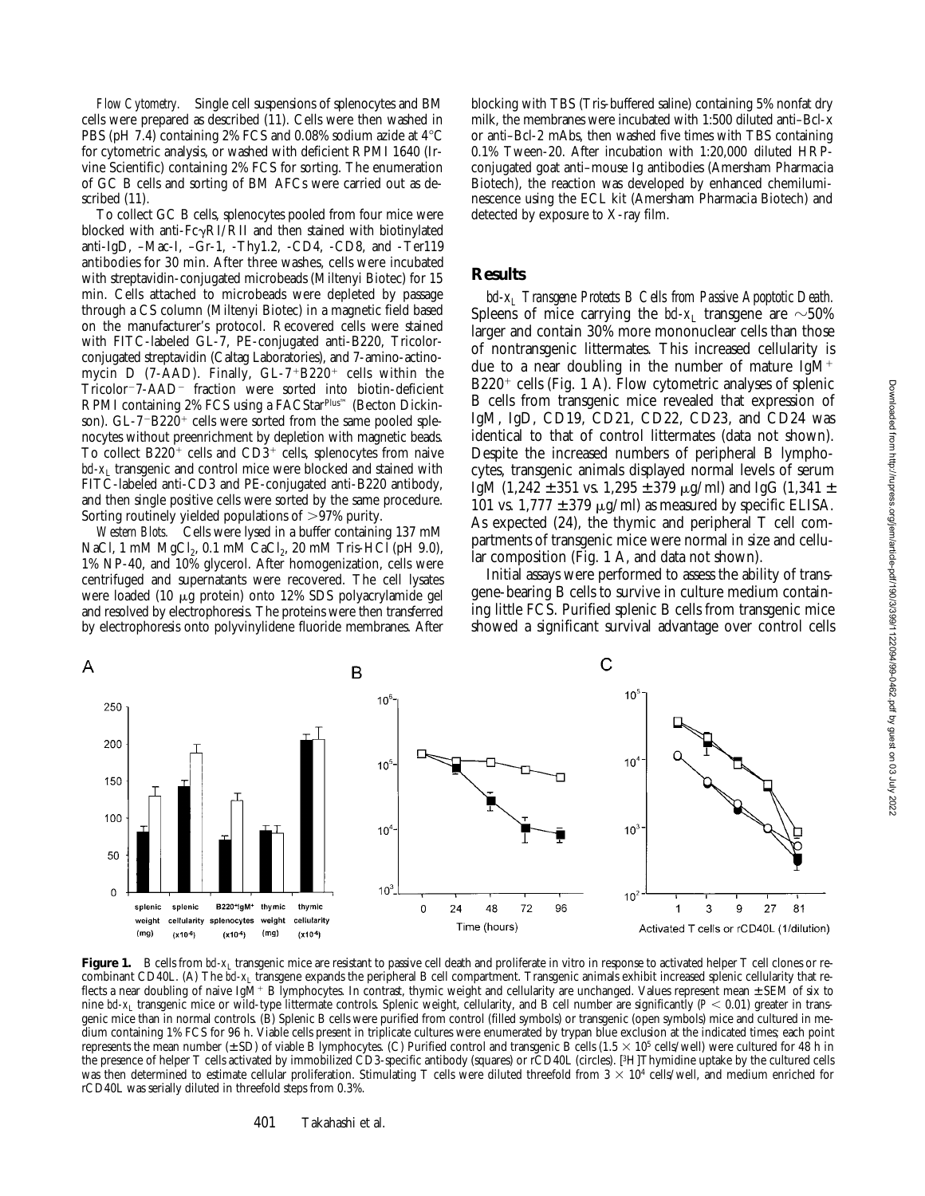*Flow Cytometry.* Single cell suspensions of splenocytes and BM cells were prepared as described (11). Cells were then washed in PBS (pH 7.4) containing 2% FCS and 0.08% sodium azide at 4°C for cytometric analysis, or washed with deficient RPMI 1640 (Irvine Scientific) containing 2% FCS for sorting. The enumeration of GC B cells and sorting of BM AFCs were carried out as described (11).

To collect GC B cells, splenocytes pooled from four mice were blocked with anti-FcγRI/RII and then stained with biotinylated anti-IgD, –Mac-I, –Gr-1, -Thy1.2, -CD4, -CD8, and -Ter119 antibodies for 30 min. After three washes, cells were incubated with streptavidin-conjugated microbeads (Miltenyi Biotec) for 15 min. Cells attached to microbeads were depleted by passage through a CS column (Miltenyi Biotec) in a magnetic field based on the manufacturer's protocol. Recovered cells were stained with FITC-labeled GL-7, PE-conjugated anti-B220, Tricolor-conjugated streptavidin (Caltag Laboratories), and 7-amino-actinomycin D (7-AAD). Finally, GL-7$^+$B220$^+$ cells within the Tricolor$^-$7-AAD$^-$ fraction were sorted into biotin-deficient RPMI containing 2% FCS using a FACStar$^{Plus™}$ (Becton Dickinson). GL-7$^-$B220$^+$ cells were sorted from the same pooled splenocytes without preenrichment by depletion with magnetic beads. To collect B220$^+$ cells and CD3$^+$ cells, splenocytes from naive *bcl-x$_L$* transgenic and control mice were blocked and stained with FITC-labeled anti-CD3 and PE-conjugated anti-B220 antibody, and then single positive cells were sorted by the same procedure. Sorting routinely yielded populations of >97% purity.

*Western Blots.* Cells were lysed in a buffer containing 137 mM NaCl, 1 mM $MgCl_2$, 0.1 mM $CaCl_2$, 20 mM Tris-HCl (pH 9.0), 1% NP-40, and 10% glycerol. After homogenization, cells were centrifuged and supernatants were recovered. The cell lysates were loaded (10 μg protein) onto 12% SDS polyacrylamide gel and resolved by electrophoresis. The proteins were then transferred by electrophoresis onto polyvinylidene fluoride membranes. After blocking with TBS (Tris-buffered saline) containing 5% nonfat dry milk, the membranes were incubated with 1:500 diluted anti–Bcl-x or anti–Bcl-2 mAbs, then washed five times with TBS containing 0.1% Tween-20. After incubation with 1:20,000 diluted HRP-conjugated goat anti–mouse Ig antibodies (Amersham Pharmacia Biotech), the reaction was developed by enhanced chemiluminescence using the ECL kit (Amersham Pharmacia Biotech) and detected by exposure to X-ray film.

## Results

*bcl-x$_L$ Transgene Protects B Cells from Passive Apoptotic Death.* Spleens of mice carrying the *bcl-x$_L$* transgene are ~50% larger and contain 30% more mononuclear cells than those of nontransgenic littermates. This increased cellularity is due to a near doubling in the number of mature IgM$^+$ B220$^+$ cells (Fig. 1 A). Flow cytometric analyses of splenic B cells from transgenic mice revealed that expression of IgM, IgD, CD19, CD21, CD22, CD23, and CD24 was identical to that of control littermates (data not shown). Despite the increased numbers of peripheral B lymphocytes, transgenic animals displayed normal levels of serum IgM (1,242 ± 351 vs. 1,295 ± 379 μg/ml) and IgG (1,341 ± 101 vs. 1,777 ± 379 μg/ml) as measured by specific ELISA. As expected (24), the thymic and peripheral T cell compartments of transgenic mice were normal in size and cellular composition (Fig. 1 A, and data not shown).

Initial assays were performed to assess the ability of transgene-bearing B cells to survive in culture medium containing little FCS. Purified splenic B cells from transgenic mice showed a significant survival advantage over control cells

**Figure 1.** B cells from *bcl-x$_L$* transgenic mice are resistant to passive cell death and proliferate in vitro in response to activated helper T cell clones or recombinant CD40L. (A) The *bcl-x$_L$* transgene expands the peripheral B cell compartment. Transgenic animals exhibit increased splenic cellularity that reflects a near doubling of naive IgM$^+$ B lymphocytes. In contrast, thymic weight and cellularity are unchanged. Values represent mean ± SEM of six to nine *bcl-x$_L$* transgenic mice or wild-type littermate controls. Splenic weight, cellularity, and B cell number are significantly ($P < 0.01$) greater in transgenic mice than in normal controls. (B) Splenic B cells were purified from control (filled symbols) or transgenic (open symbols) mice and cultured in medium containing 1% FCS for 96 h. Viable cells present in triplicate cultures were enumerated by trypan blue exclusion at the indicated times; each point represents the mean number (±SD) of viable B lymphocytes. (C) Purified control and transgenic B cells ($1.5 \times 10^5$ cells/well) were cultured for 48 h in the presence of helper T cells activated by immobilized CD3-specific antibody (squares) or rCD40L (circles). [$^3$H]Thymidine uptake by the cultured cells was then determined to estimate cellular proliferation. Stimulating T cells were diluted threefold from $3 \times 10^4$ cells/well, and medium enriched for rCD40L was serially diluted in threefold steps from 0.3%.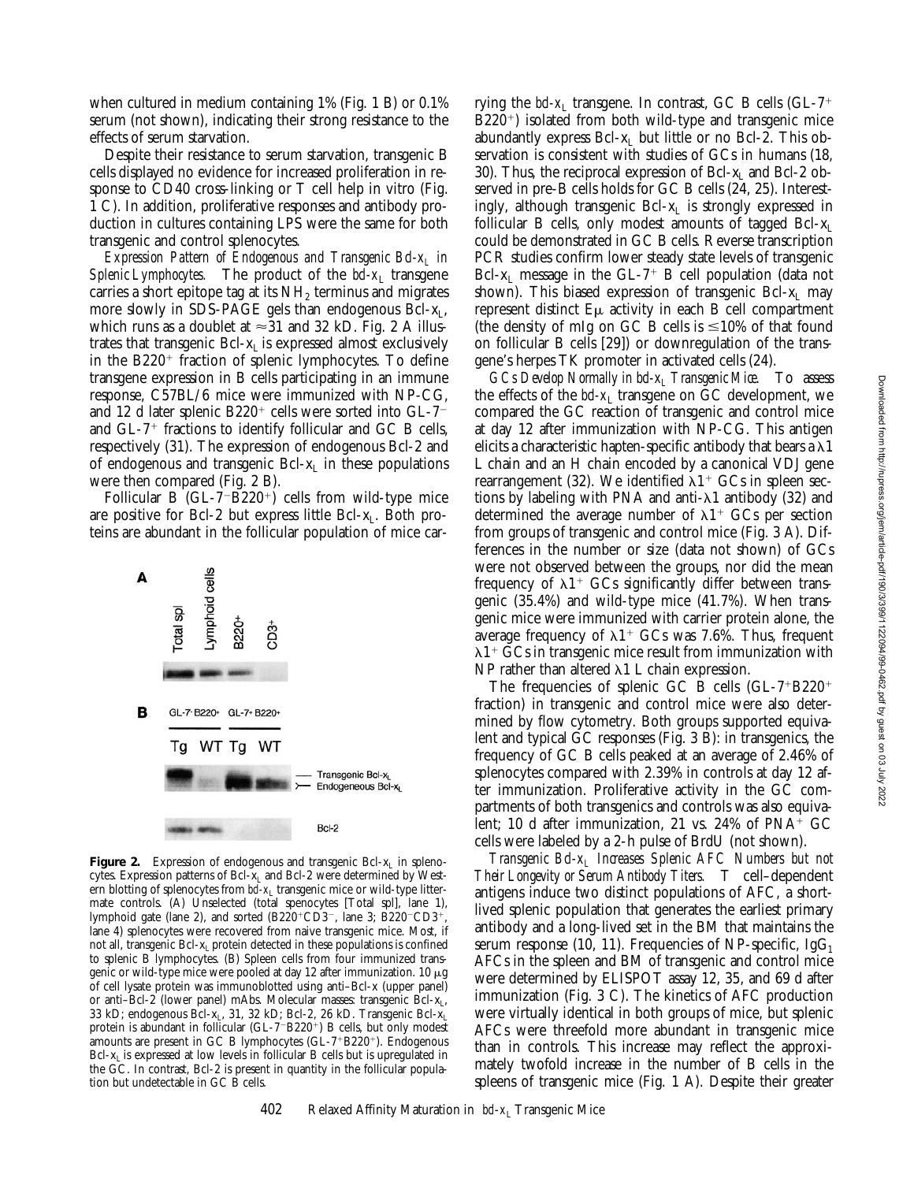when cultured in medium containing 1% (Fig. 1 B) or 0.1% serum (not shown), indicating their strong resistance to the effects of serum starvation.

Despite their resistance to serum starvation, transgenic B cells displayed no evidence for increased proliferation in response to CD40 cross-linking or T cell help in vitro (Fig. 1 C). In addition, proliferative responses and antibody production in cultures containing LPS were the same for both transgenic and control splenocytes.

*Expression Pattern of Endogenous and Transgenic Bcl-$x_L$ in Splenic Lymphocytes.* The product of the *bcl-$x_L$* transgene carries a short epitope tag at its $NH_2$ terminus and migrates more slowly in SDS-PAGE gels than endogenous Bcl-$x_L$, which runs as a doublet at ≈31 and 32 kD. Fig. 2 A illustrates that transgenic Bcl-$x_L$ is expressed almost exclusively in the B220$^+$ fraction of splenic lymphocytes. To define transgene expression in B cells participating in an immune response, C57BL/6 mice were immunized with NP-CG, and 12 d later splenic B220$^+$ cells were sorted into GL-7$^-$ and GL-7$^+$ fractions to identify follicular and GC B cells, respectively (31). The expression of endogenous Bcl-2 and of endogenous and transgenic Bcl-$x_L$ in these populations were then compared (Fig. 2 B).

Follicular B (GL-7$^-$B220$^+$) cells from wild-type mice are positive for Bcl-2 but express little Bcl-$x_L$. Both proteins are abundant in the follicular population of mice carrying the *bcl-$x_L$* transgene. In contrast, GC B cells (GL-7$^+$ B220$^+$) isolated from both wild-type and transgenic mice abundantly express Bcl-$x_L$ but little or no Bcl-2. This observation is consistent with studies of GCs in humans (18, 30). Thus, the reciprocal expression of Bcl-$x_L$ and Bcl-2 observed in pre-B cells holds for GC B cells (24, 25). Interestingly, although transgenic Bcl-$x_L$ is strongly expressed in follicular B cells, only modest amounts of tagged Bcl-$x_L$ could be demonstrated in GC B cells. Reverse transcription PCR studies confirm lower steady state levels of transgenic Bcl-$x_L$ message in the GL-7$^+$ B cell population (data not shown). This biased expression of transgenic Bcl-$x_L$ may represent distinct Eμ activity in each B cell compartment (the density of mIg on GC B cells is ≤10% of that found on follicular B cells [29]) or downregulation of the transgene's herpes TK promoter in activated cells (24).

*GCs Develop Normally in bcl-$x_L$ Transgenic Mice.* To assess the effects of the *bcl-$x_L$* transgene on GC development, we compared the GC reaction of transgenic and control mice at day 12 after immunization with NP-CG. This antigen elicits a characteristic hapten-specific antibody that bears a λ1 L chain and an H chain encoded by a canonical VDJ gene rearrangement (32). We identified λ1$^+$ GCs in spleen sections by labeling with PNA and anti-λ1 antibody (32) and determined the average number of λ1$^+$ GCs per section from groups of transgenic and control mice (Fig. 3 A). Differences in the number or size (data not shown) of GCs were not observed between the groups, nor did the mean frequency of λ1$^+$ GCs significantly differ between transgenic (35.4%) and wild-type mice (41.7%). When transgenic mice were immunized with carrier protein alone, the average frequency of λ1$^+$ GCs was 7.6%. Thus, frequent λ1$^+$ GCs in transgenic mice result from immunization with NP rather than altered λ1 L chain expression.

The frequencies of splenic GC B cells (GL-7$^+$B220$^+$ fraction) in transgenic and control mice were also determined by flow cytometry. Both groups supported equivalent and typical GC responses (Fig. 3 B): in transgenics, the frequency of GC B cells peaked at an average of 2.46% of splenocytes compared with 2.39% in controls at day 12 after immunization. Proliferative activity in the GC compartments of both transgenics and controls was also equivalent; 10 d after immunization, 21 vs. 24% of PNA$^+$ GC cells were labeled by a 2-h pulse of BrdU (not shown).

*Transgenic Bcl-$x_L$ Increases Splenic AFC Numbers but not Their Longevity or Serum Antibody Titers.* T cell–dependent antigens induce two distinct populations of AFC, a short-lived splenic population that generates the earliest primary antibody and a long-lived set in the BM that maintains the serum response (10, 11). Frequencies of NP-specific, $IgG_1$ AFCs in the spleen and BM of transgenic and control mice were determined by ELISPOT assay 12, 35, and 69 d after immunization (Fig. 3 C). The kinetics of AFC production were virtually identical in both groups of mice, but splenic AFCs were threefold more abundant in transgenic mice than in controls. This increase may reflect the approximately twofold increase in the number of B cells in the spleens of transgenic mice (Fig. 1 A). Despite their greater

**Figure 2.** Expression of endogenous and transgenic Bcl-$x_L$ in splenocytes. Expression patterns of Bcl-$x_L$ and Bcl-2 were determined by Western blotting of splenocytes from *bcl-$x_L$* transgenic mice or wild-type littermate controls. (A) Unselected (total spenocytes [Total spl], lane 1), lymphoid gate (lane 2), and sorted (B220$^+$CD3$^-$, lane 3; B220$^-$CD3$^+$, lane 4) splenocytes were recovered from naive transgenic mice. Most, if not all, transgenic Bcl-$x_L$ protein detected in these populations is confined to splenic B lymphocytes. (B) Spleen cells from four immunized transgenic or wild-type mice were pooled at day 12 after immunization. 10 μg of cell lysate protein was immunoblotted using anti–Bcl-x (upper panel) or anti–Bcl-2 (lower panel) mAbs. Molecular masses: transgenic Bcl-$x_L$, 33 kD; endogenous Bcl-$x_L$, 31, 32 kD; Bcl-2, 26 kD. Transgenic Bcl-$x_L$ protein is abundant in follicular (GL-7$^-$B220$^+$) B cells, but only modest amounts are present in GC B lymphocytes (GL-7$^+$B220$^+$). Endogenous Bcl-$x_L$ is expressed at low levels in follicular B cells but is upregulated in the GC. In contrast, Bcl-2 is present in quantity in the follicular population but undetectable in GC B cells.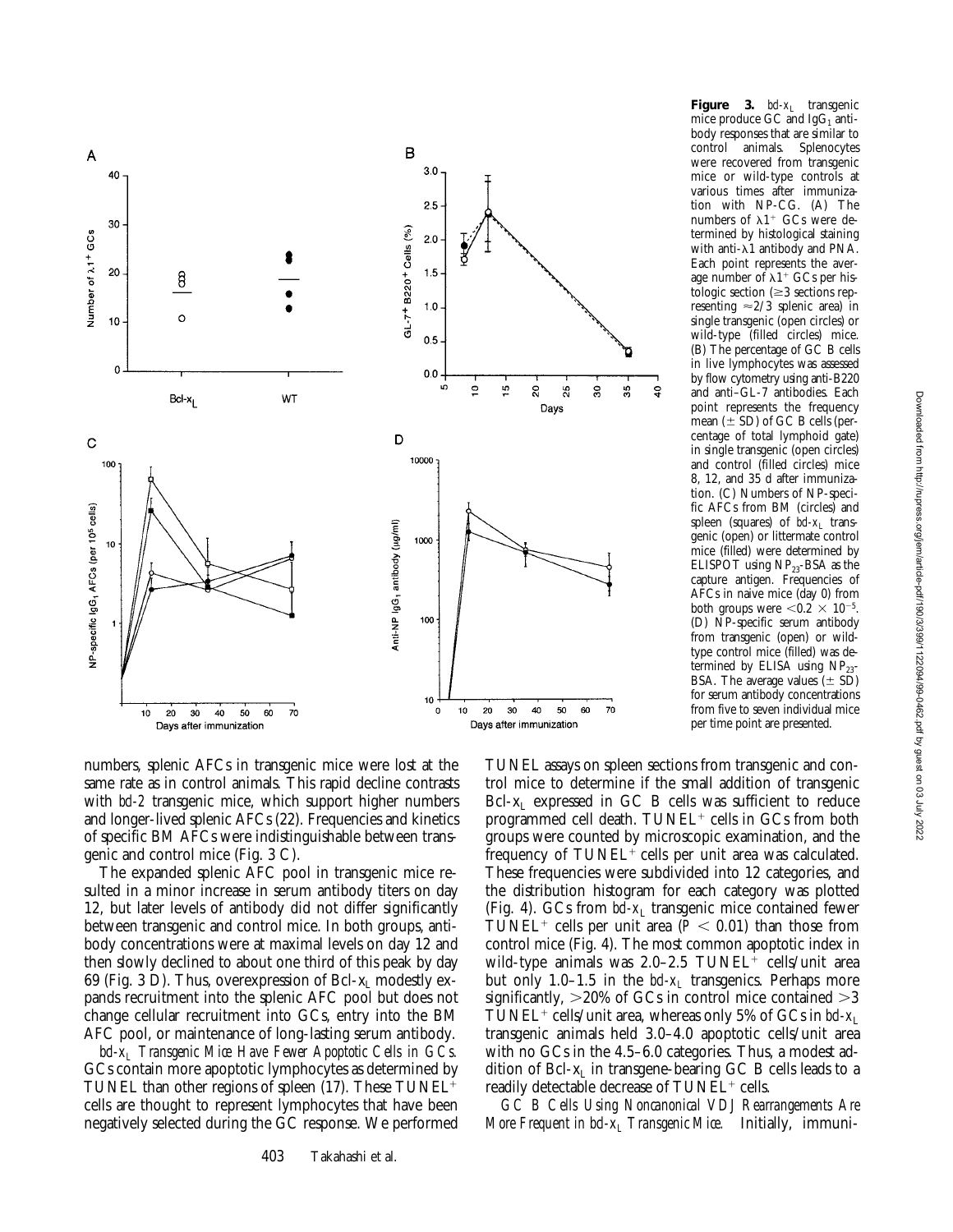**Figure 3.** *bcl-x_L* transgenic mice produce GC and $IgG_1$ antibody responses that are similar to control animals. Splenocytes were recovered from transgenic mice or wild-type controls at various times after immunization with NP-CG. (A) The numbers of $\lambda1^+$ GCs were determined by histological staining with anti-λ1 antibody and PNA. Each point represents the average number of $\lambda1^+$ GCs per histologic section (≥3 sections representing ≈2/3 splenic area) in single transgenic (open circles) or wild-type (filled circles) mice. (B) The percentage of GC B cells in live lymphocytes was assessed by flow cytometry using anti-B220 and anti–GL-7 antibodies. Each point represents the frequency mean (± SD) of GC B cells (percentage of total lymphoid gate) in single transgenic (open circles) and control (filled circles) mice 8, 12, and 35 d after immunization. (C) Numbers of NP-specific AFCs from BM (circles) and spleen (squares) of *bcl-x_L* transgenic (open) or littermate control mice (filled) were determined by ELISPOT using $NP_{23}$-BSA as the capture antigen. Frequencies of AFCs in naive mice (day 0) from both groups were $<0.2 \times 10^{-5}$. (D) NP-specific serum antibody from transgenic (open) or wild-type control mice (filled) was determined by ELISA using $NP_{23}$-BSA. The average values (± SD) for serum antibody concentrations from five to seven individual mice per time point are presented.

numbers, splenic AFCs in transgenic mice were lost at the same rate as in control animals. This rapid decline contrasts with *bcl-2* transgenic mice, which support higher numbers and longer-lived splenic AFCs (22). Frequencies and kinetics of specific BM AFCs were indistinguishable between transgenic and control mice (Fig. 3 C).

The expanded splenic AFC pool in transgenic mice resulted in a minor increase in serum antibody titers on day 12, but later levels of antibody did not differ significantly between transgenic and control mice. In both groups, antibody concentrations were at maximal levels on day 12 and then slowly declined to about one third of this peak by day 69 (Fig. 3 D). Thus, overexpression of Bcl-$x_L$ modestly expands recruitment into the splenic AFC pool but does not change cellular recruitment into GCs, entry into the BM AFC pool, or maintenance of long-lasting serum antibody.

*bcl-x_L Transgenic Mice Have Fewer Apoptotic Cells in GCs.* GCs contain more apoptotic lymphocytes as determined by TUNEL than other regions of spleen (17). These $TUNEL^+$ cells are thought to represent lymphocytes that have been negatively selected during the GC response. We performed TUNEL assays on spleen sections from transgenic and control mice to determine if the small addition of transgenic Bcl-$x_L$ expressed in GC B cells was sufficient to reduce programmed cell death. $TUNEL^+$ cells in GCs from both groups were counted by microscopic examination, and the frequency of $TUNEL^+$ cells per unit area was calculated. These frequencies were subdivided into 12 categories, and the distribution histogram for each category was plotted (Fig. 4). GCs from *bcl-x_L* transgenic mice contained fewer $TUNEL^+$ cells per unit area ($P < 0.01$) than those from control mice (Fig. 4). The most common apoptotic index in wild-type animals was 2.0–2.5 $TUNEL^+$ cells/unit area but only 1.0–1.5 in the *bcl-x_L* transgenics. Perhaps more significantly, >20% of GCs in control mice contained >3 $TUNEL^+$ cells/unit area, whereas only 5% of GCs in *bcl-x_L* transgenic animals held 3.0–4.0 apoptotic cells/unit area with no GCs in the 4.5–6.0 categories. Thus, a modest addition of Bcl-$x_L$ in transgene-bearing GC B cells leads to a readily detectable decrease of $TUNEL^+$ cells.

*GC B Cells Using Noncanonical VDJ Rearrangements Are More Frequent in bcl-x_L Transgenic Mice.* Initially, immuni-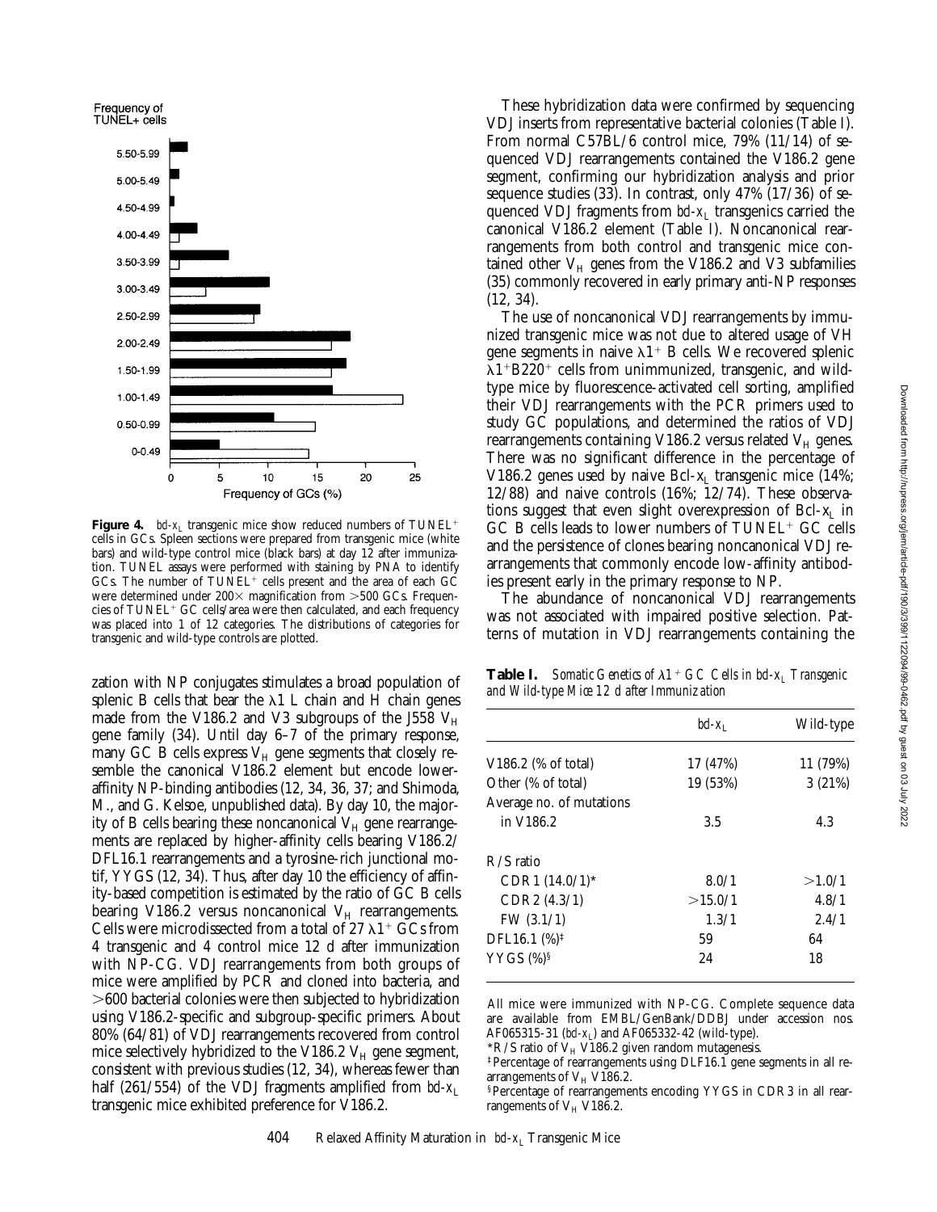Frequency of TUNEL+ cells

| | |
|---|---|
| 5.50-5.99 | |
| 5.00-5.49 | |
| 4.50-4.99 | |
| 4.00-4.49 | |
| 3.50-3.99 | |
| 3.00-3.49 | |
| 2.50-2.99 | |
| 2.00-2.49 | |
| 1.50-1.99 | |
| 1.00-1.49 | |
| 0.50-0.99 | |
| 0-0.49 | |

Frequency of GCs (%)

**Figure 4.** *bcl-x*$_L$ transgenic mice show reduced numbers of TUNEL$^+$ cells in GCs. Spleen sections were prepared from transgenic mice (white bars) and wild-type control mice (black bars) at day 12 after immunization. TUNEL assays were performed with staining by PNA to identify GCs. The number of TUNEL$^+$ cells present and the area of each GC were determined under 200× magnification from >500 GCs. Frequencies of TUNEL$^+$ GC cells/area were then calculated, and each frequency was placed into 1 of 12 categories. The distributions of categories for transgenic and wild-type controls are plotted.

zation with NP conjugates stimulates a broad population of splenic B cells that bear the λ1 L chain and H chain genes made from the V186.2 and V3 subgroups of the J558 $V_H$ gene family (34). Until day 6–7 of the primary response, many GC B cells express $V_H$ gene segments that closely resemble the canonical V186.2 element but encode lower-affinity NP-binding antibodies (12, 34, 36, 37; and Shimoda, M., and G. Kelsoe, unpublished data). By day 10, the majority of B cells bearing these noncanonical $V_H$ gene rearrangements are replaced by higher-affinity cells bearing V186.2/DFL16.1 rearrangements and a tyrosine-rich junctional motif, YYGS (12, 34). Thus, after day 10 the efficiency of affinity-based competition is estimated by the ratio of GC B cells bearing V186.2 versus noncanonical $V_H$ rearrangements. Cells were microdissected from a total of 27 λ1$^+$ GCs from 4 transgenic and 4 control mice 12 d after immunization with NP-CG. VDJ rearrangements from both groups of mice were amplified by PCR and cloned into bacteria, and >600 bacterial colonies were then subjected to hybridization using V186.2-specific and subgroup-specific primers. About 80% (64/81) of VDJ rearrangements recovered from control mice selectively hybridized to the V186.2 $V_H$ gene segment, consistent with previous studies (12, 34), whereas fewer than half (261/554) of the VDJ fragments amplified from *bcl-x*$_L$ transgenic mice exhibited preference for V186.2.

These hybridization data were confirmed by sequencing VDJ inserts from representative bacterial colonies (Table I). From normal C57BL/6 control mice, 79% (11/14) of sequenced VDJ rearrangements contained the V186.2 gene segment, confirming our hybridization analysis and prior sequence studies (33). In contrast, only 47% (17/36) of sequenced VDJ fragments from *bcl-x*$_L$ transgenics carried the canonical V186.2 element (Table I). Noncanonical rearrangements from both control and transgenic mice contained other $V_H$ genes from the V186.2 and V3 subfamilies (35) commonly recovered in early primary anti-NP responses (12, 34).

The use of noncanonical VDJ rearrangements by immunized transgenic mice was not due to altered usage of VH gene segments in naive λ1$^+$ B cells. We recovered splenic λ1$^+$B220$^+$ cells from unimmunized, transgenic, and wild-type mice by fluorescence-activated cell sorting, amplified their VDJ rearrangements with the PCR primers used to study GC populations, and determined the ratios of VDJ rearrangements containing V186.2 versus related $V_H$ genes. There was no significant difference in the percentage of V186.2 genes used by naive Bcl-x$_L$ transgenic mice (14%; 12/88) and naive controls (16%; 12/74). These observations suggest that even slight overexpression of Bcl-x$_L$ in GC B cells leads to lower numbers of TUNEL$^+$ GC cells and the persistence of clones bearing noncanonical VDJ rearrangements that commonly encode low-affinity antibodies present early in the primary response to NP.

The abundance of noncanonical VDJ rearrangements was not associated with impaired positive selection. Patterns of mutation in VDJ rearrangements containing the

**Table I.** *Somatic Genetics of λ1$^+$ GC Cells in bcl-x$_L$ Transgenic and Wild-type Mice 12 d after Immunization*

| | *bcl-x*$_L$ | Wild-type |
|---|---|---|
| V186.2 (% of total) | 17 (47%) | 11 (79%) |
| Other (% of total) | 19 (53%) | 3 (21%) |
| Average no. of mutations in V186.2 | 3.5 | 4.3 |
| R/S ratio | | |
| CDR1 (14.0/1)* | 8.0/1 | >1.0/1 |
| CDR2 (4.3/1) | >15.0/1 | 4.8/1 |
| FW (3.1/1) | 1.3/1 | 2.4/1 |
| DFL16.1 (%)‡ | 59 | 64 |
| YYGS (%)§ | 24 | 18 |

All mice were immunized with NP-CG. Complete sequence data are available from EMBL/GenBank/DDBJ under accession nos. AF065315-31 (*bcl-x*$_L$) and AF065332-42 (wild-type).

*R/S ratio of $V_H$ V186.2 given random mutagenesis.

‡Percentage of rearrangements using DLF16.1 gene segments in all rearrangements of $V_H$ V186.2.

§Percentage of rearrangements encoding YYGS in CDR3 in all rearrangements of $V_H$ V186.2.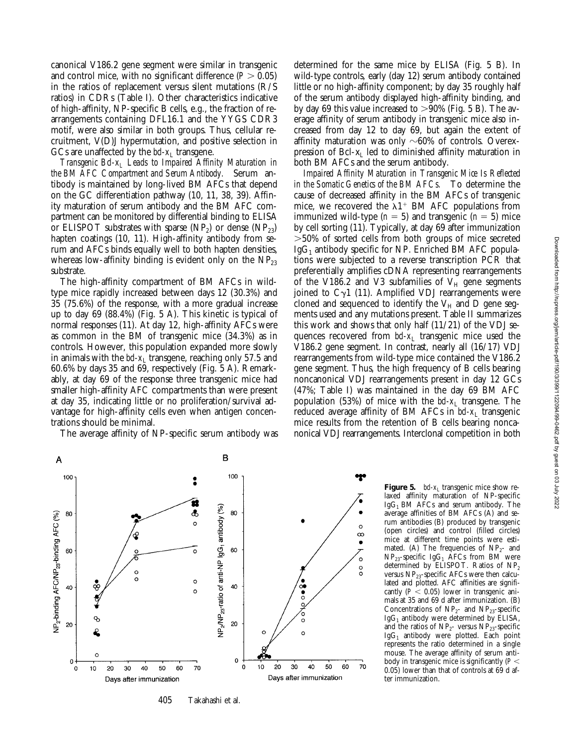canonical V186.2 gene segment were similar in transgenic and control mice, with no significant difference ($P > 0.05$) in the ratios of replacement versus silent mutations (R/S ratios) in CDRs (Table I). Other characteristics indicative of high-affinity, NP-specific B cells, e.g., the fraction of rearrangements containing DFL16.1 and the YYGS CDR3 motif, were also similar in both groups. Thus, cellular recruitment, V(D)J hypermutation, and positive selection in GCs are unaffected by the *bcl-x*$_L$ transgene.

*Transgenic Bcl-x*$_L$ *Leads to Impaired Affinity Maturation in the BM AFC Compartment and Serum Antibody.* Serum antibody is maintained by long-lived BM AFCs that depend on the GC differentiation pathway (10, 11, 38, 39). Affinity maturation of serum antibody and the BM AFC compartment can be monitored by differential binding to ELISA or ELISPOT substrates with sparse ($NP_2$) or dense ($NP_{23}$) hapten coatings (10, 11). High-affinity antibody from serum and AFCs binds equally well to both hapten densities, whereas low-affinity binding is evident only on the $NP_{23}$ substrate.

The high-affinity compartment of BM AFCs in wild-type mice rapidly increased between days 12 (30.3%) and 35 (75.6%) of the response, with a more gradual increase up to day 69 (88.4%) (Fig. 5 A). This kinetic is typical of normal responses (11). At day 12, high-affinity AFCs were as common in the BM of transgenic mice (34.3%) as in controls. However, this population expanded more slowly in animals with the *bcl-x*$_L$ transgene, reaching only 57.5 and 60.6% by days 35 and 69, respectively (Fig. 5 A). Remarkably, at day 69 of the response three transgenic mice had smaller high-affinity AFC compartments than were present at day 35, indicating little or no proliferation/survival advantage for high-affinity cells even when antigen concentrations should be minimal.

The average affinity of NP-specific serum antibody was determined for the same mice by ELISA (Fig. 5 B). In wild-type controls, early (day 12) serum antibody contained little or no high-affinity component; by day 35 roughly half of the serum antibody displayed high-affinity binding, and by day 69 this value increased to >90% (Fig. 5 B). The average affinity of serum antibody in transgenic mice also increased from day 12 to day 69, but again the extent of affinity maturation was only ~60% of controls. Overexpression of Bcl-x$_L$ led to diminished affinity maturation in both BM AFCs and the serum antibody.

*Impaired Affinity Maturation in Transgenic Mice Is Reflected in the Somatic Genetics of the BM AFCs.* To determine the cause of decreased affinity in the BM AFCs of transgenic mice, we recovered the $\lambda1^+$ BM AFC populations from immunized wild-type ($n = 5$) and transgenic ($n = 5$) mice by cell sorting (11). Typically, at day 69 after immunization >50% of sorted cells from both groups of mice secreted $IgG_1$ antibody specific for NP. Enriched BM AFC populations were subjected to a reverse transcription PCR that preferentially amplifies cDNA representing rearrangements of the V186.2 and V3 subfamilies of $V_H$ gene segments joined to C$\gamma$1 (11). Amplified VDJ rearrangements were cloned and sequenced to identify the $V_H$ and D gene segments used and any mutations present. Table II summarizes this work and shows that only half (11/21) of the VDJ sequences recovered from *bcl-x*$_L$ transgenic mice used the V186.2 gene segment. In contrast, nearly all (16/17) VDJ rearrangements from wild-type mice contained the V186.2 gene segment. Thus, the high frequency of B cells bearing noncanonical VDJ rearrangements present in day 12 GCs (47%; Table I) was maintained in the day 69 BM AFC population (53%) of mice with the *bcl-x*$_L$ transgene. The reduced average affinity of BM AFCs in *bcl-x*$_L$ transgenic mice results from the retention of B cells bearing noncanonical VDJ rearrangements. Interclonal competition in both

**Figure 5.** *bcl-x*$_L$ transgenic mice show relaxed affinity maturation of NP-specific $IgG_1$ BM AFCs and serum antibody. The average affinities of BM AFCs (A) and serum antibodies (B) produced by transgenic (open circles) and control (filled circles) mice at different time points were estimated. (A) The frequencies of $NP_2$- and $NP_{23}$-specific $IgG_1$ AFCs from BM were determined by ELISPOT. Ratios of $NP_2$ versus $NP_{23}$-specific AFCs were then calculated and plotted. AFC affinities are significantly ($P < 0.05$) lower in transgenic animals at 35 and 69 d after immunization. (B) Concentrations of $NP_2$- and $NP_{23}$-specific $IgG_1$ antibody were determined by ELISA, and the ratios of $NP_2$- versus $NP_{23}$-specific $IgG_1$ antibody were plotted. Each point represents the ratio determined in a single mouse. The average affinity of serum antibody in transgenic mice is significantly ($P < 0.05$) lower than that of controls at 69 d after immunization.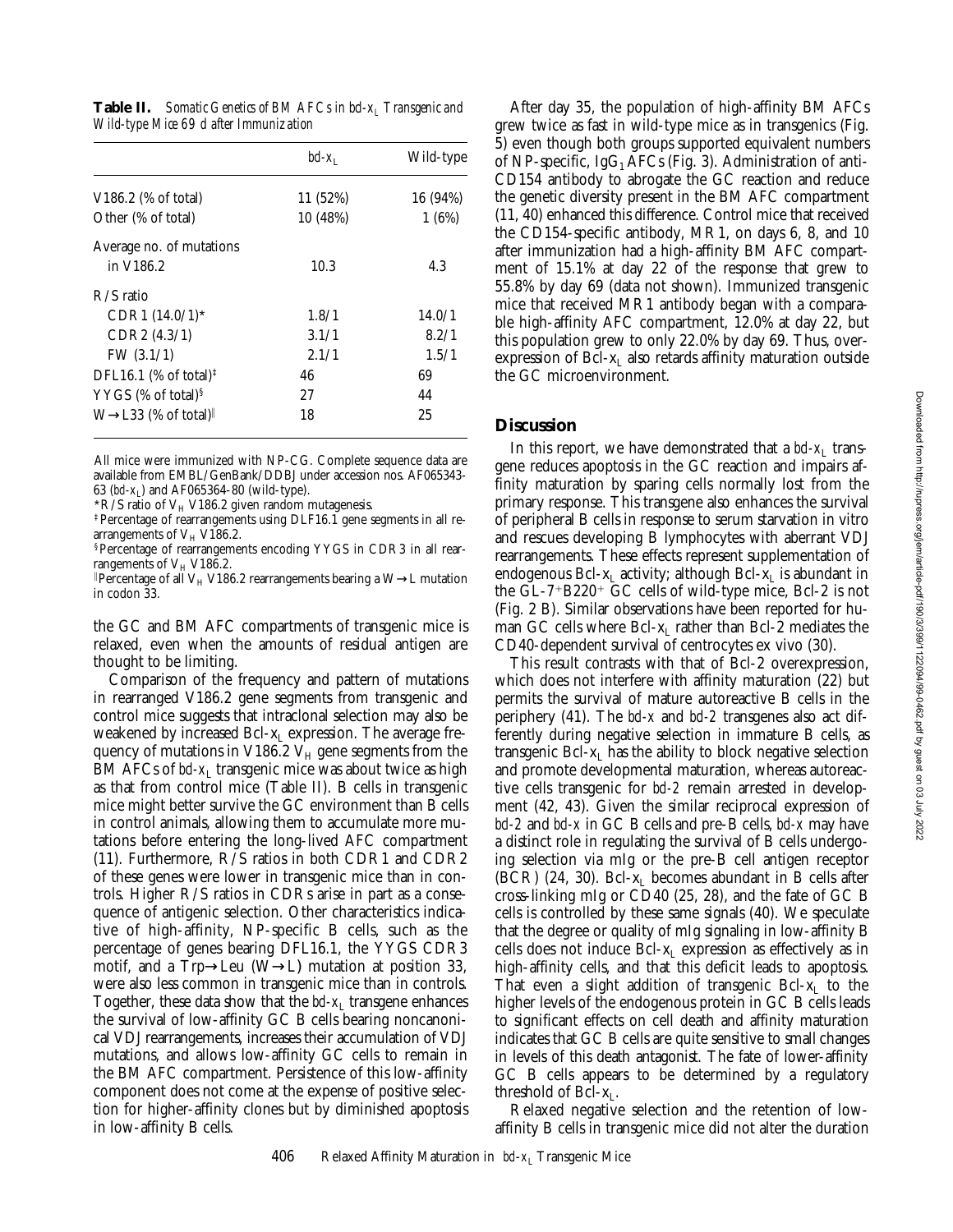**Table II.** *Somatic Genetics of BM AFCs in bcl-$x_L$ Transgenic and Wild-type Mice 69 d after Immunization*

| | *bcl-$x_L$* | Wild-type |
|---|---|---|
| V186.2 (% of total) | 11 (52%) | 16 (94%) |
| Other (% of total) | 10 (48%) | 1 (6%) |
| Average no. of mutations in V186.2 | 10.3 | 4.3 |
| R/S ratio | | |
| CDR 1 (14.0/1)* | 1.8/1 | 14.0/1 |
| CDR 2 (4.3/1) | 3.1/1 | 8.2/1 |
| FW (3.1/1) | 2.1/1 | 1.5/1 |
| DFL16.1 (% of total)[‡] | 46 | 69 |
| YYGS (% of total)[§] | 27 | 44 |
| W→L33 (% of total)[‖] | 18 | 25 |

All mice were immunized with NP-CG. Complete sequence data are available from EMBL/GenBank/DDBJ under accession nos. AF065343-63 (*bcl-$x_L$*) and AF065364-80 (wild-type).

*R/S ratio of $V_H$ V186.2 given random mutagenesis.

[‡]Percentage of rearrangements using DLF16.1 gene segments in all rearrangements of $V_H$ V186.2.

[§]Percentage of rearrangements encoding YYGS in CDR3 in all rearrangements of $V_H$ V186.2.

[‖]Percentage of all $V_H$ V186.2 rearrangements bearing a W→L mutation in codon 33.

the GC and BM AFC compartments of transgenic mice is relaxed, even when the amounts of residual antigen are thought to be limiting.

Comparison of the frequency and pattern of mutations in rearranged V186.2 gene segments from transgenic and control mice suggests that intraclonal selection may also be weakened by increased Bcl-$x_L$ expression. The average frequency of mutations in V186.2 $V_H$ gene segments from the BM AFCs of *bcl-$x_L$* transgenic mice was about twice as high as that from control mice (Table II). B cells in transgenic mice might better survive the GC environment than B cells in control animals, allowing them to accumulate more mutations before entering the long-lived AFC compartment (11). Furthermore, R/S ratios in both CDR1 and CDR2 of these genes were lower in transgenic mice than in controls. Higher R/S ratios in CDRs arise in part as a consequence of antigenic selection. Other characteristics indicative of high-affinity, NP-specific B cells, such as the percentage of genes bearing DFL16.1, the YYGS CDR3 motif, and a Trp→Leu (W→L) mutation at position 33, were also less common in transgenic mice than in controls. Together, these data show that the *bcl-$x_L$* transgene enhances the survival of low-affinity GC B cells bearing noncanonical VDJ rearrangements, increases their accumulation of VDJ mutations, and allows low-affinity GC cells to remain in the BM AFC compartment. Persistence of this low-affinity component does not come at the expense of positive selection for higher-affinity clones but by diminished apoptosis in low-affinity B cells.

After day 35, the population of high-affinity BM AFCs grew twice as fast in wild-type mice as in transgenics (Fig. 5) even though both groups supported equivalent numbers of NP-specific, $IgG_1$ AFCs (Fig. 3). Administration of anti-CD154 antibody to abrogate the GC reaction and reduce the genetic diversity present in the BM AFC compartment (11, 40) enhanced this difference. Control mice that received the CD154-specific antibody, MR1, on days 6, 8, and 10 after immunization had a high-affinity BM AFC compartment of 15.1% at day 22 of the response that grew to 55.8% by day 69 (data not shown). Immunized transgenic mice that received MR1 antibody began with a comparable high-affinity AFC compartment, 12.0% at day 22, but this population grew to only 22.0% by day 69. Thus, overexpression of Bcl-$x_L$ also retards affinity maturation outside the GC microenvironment.

## Discussion

In this report, we have demonstrated that a *bcl-$x_L$* transgene reduces apoptosis in the GC reaction and impairs affinity maturation by sparing cells normally lost from the primary response. This transgene also enhances the survival of peripheral B cells in response to serum starvation in vitro and rescues developing B lymphocytes with aberrant VDJ rearrangements. These effects represent supplementation of endogenous Bcl-$x_L$ activity; although Bcl-$x_L$ is abundant in the GL-$7^+$B$220^+$ GC cells of wild-type mice, Bcl-2 is not (Fig. 2 B). Similar observations have been reported for human GC cells where Bcl-$x_L$ rather than Bcl-2 mediates the CD40-dependent survival of centrocytes ex vivo (30).

This result contrasts with that of Bcl-2 overexpression, which does not interfere with affinity maturation (22) but permits the survival of mature autoreactive B cells in the periphery (41). The *bcl-x* and *bcl-2* transgenes also act differently during negative selection in immature B cells, as transgenic Bcl-$x_L$ has the ability to block negative selection and promote developmental maturation, whereas autoreactive cells transgenic for *bcl-2* remain arrested in development (42, 43). Given the similar reciprocal expression of *bcl-2* and *bcl-x* in GC B cells and pre-B cells, *bcl-x* may have a distinct role in regulating the survival of B cells undergoing selection via mIg or the pre-B cell antigen receptor (BCR) (24, 30). Bcl-$x_L$ becomes abundant in B cells after cross-linking mIg or CD40 (25, 28), and the fate of GC B cells is controlled by these same signals (40). We speculate that the degree or quality of mIg signaling in low-affinity B cells does not induce Bcl-$x_L$ expression as effectively as in high-affinity cells, and that this deficit leads to apoptosis. That even a slight addition of transgenic Bcl-$x_L$ to the higher levels of the endogenous protein in GC B cells leads to significant effects on cell death and affinity maturation indicates that GC B cells are quite sensitive to small changes in levels of this death antagonist. The fate of lower-affinity GC B cells appears to be determined by a regulatory threshold of Bcl-$x_L$.

Relaxed negative selection and the retention of low-affinity B cells in transgenic mice did not alter the duration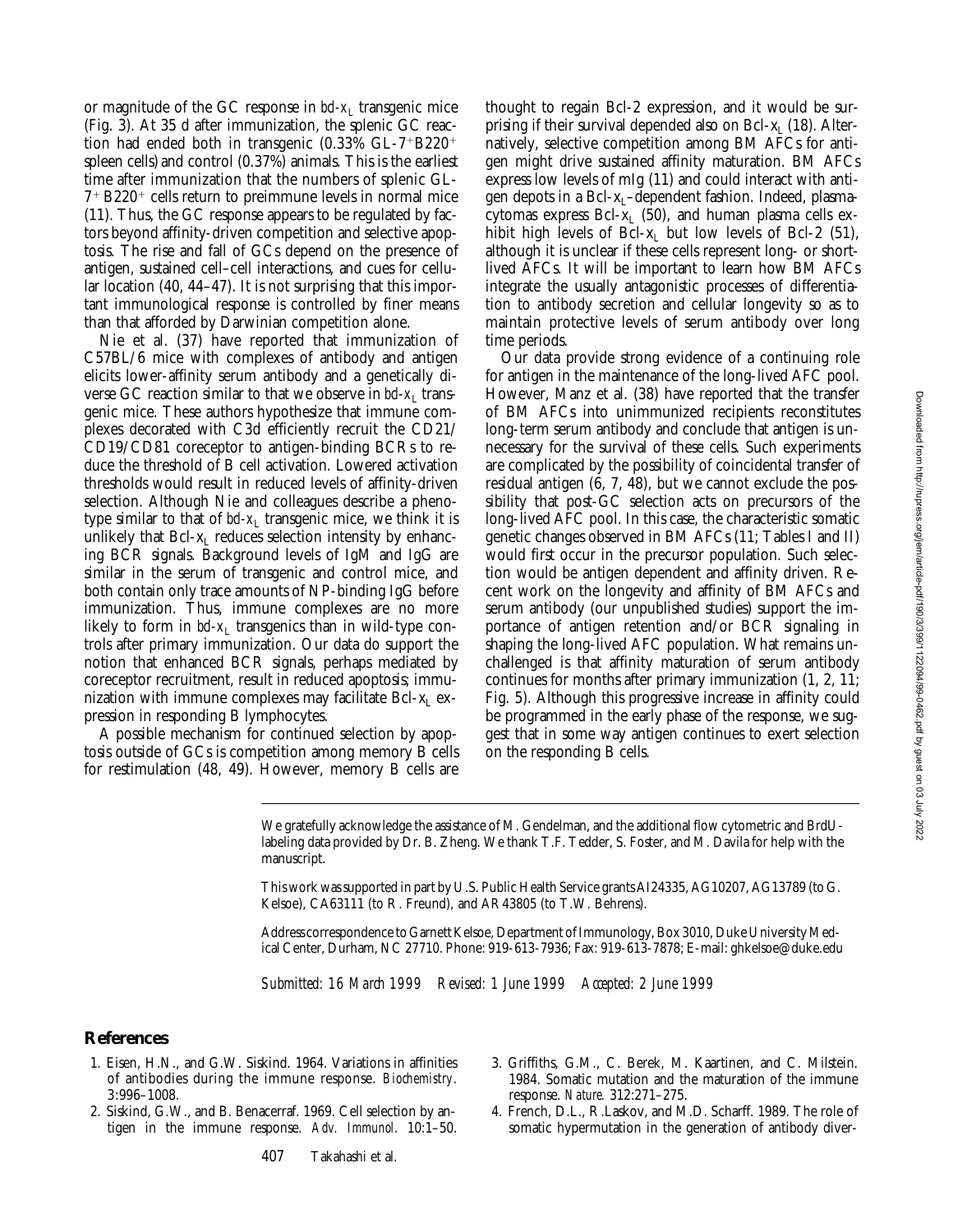or magnitude of the GC response in *bcl-x*$_L$ transgenic mice (Fig. 3). At 35 d after immunization, the splenic GC reaction had ended both in transgenic (0.33% GL-7$^+$B220$^+$ spleen cells) and control (0.37%) animals. This is the earliest time after immunization that the numbers of splenic GL-7$^+$ B220$^+$ cells return to preimmune levels in normal mice (11). Thus, the GC response appears to be regulated by factors beyond affinity-driven competition and selective apoptosis. The rise and fall of GCs depend on the presence of antigen, sustained cell–cell interactions, and cues for cellular location (40, 44–47). It is not surprising that this important immunological response is controlled by finer means than that afforded by Darwinian competition alone.

Nie et al. (37) have reported that immunization of C57BL/6 mice with complexes of antibody and antigen elicits lower-affinity serum antibody and a genetically diverse GC reaction similar to that we observe in *bcl-x*$_L$ transgenic mice. These authors hypothesize that immune complexes decorated with C3d efficiently recruit the CD21/CD19/CD81 coreceptor to antigen-binding BCRs to reduce the threshold of B cell activation. Lowered activation thresholds would result in reduced levels of affinity-driven selection. Although Nie and colleagues describe a phenotype similar to that of *bcl-x*$_L$ transgenic mice, we think it is unlikely that Bcl-x$_L$ reduces selection intensity by enhancing BCR signals. Background levels of IgM and IgG are similar in the serum of transgenic and control mice, and both contain only trace amounts of NP-binding IgG before immunization. Thus, immune complexes are no more likely to form in *bcl-x*$_L$ transgenics than in wild-type controls after primary immunization. Our data do support the notion that enhanced BCR signals, perhaps mediated by coreceptor recruitment, result in reduced apoptosis; immunization with immune complexes may facilitate Bcl-x$_L$ expression in responding B lymphocytes.

A possible mechanism for continued selection by apoptosis outside of GCs is competition among memory B cells for restimulation (48, 49). However, memory B cells are thought to regain Bcl-2 expression, and it would be surprising if their survival depended also on Bcl-x$_L$ (18). Alternatively, selective competition among BM AFCs for antigen might drive sustained affinity maturation. BM AFCs express low levels of mIg (11) and could interact with antigen depots in a Bcl-x$_L$–dependent fashion. Indeed, plasmacytomas express Bcl-x$_L$ (50), and human plasma cells exhibit high levels of Bcl-x$_L$ but low levels of Bcl-2 (51), although it is unclear if these cells represent long- or short-lived AFCs. It will be important to learn how BM AFCs integrate the usually antagonistic processes of differentiation to antibody secretion and cellular longevity so as to maintain protective levels of serum antibody over long time periods.

Our data provide strong evidence of a continuing role for antigen in the maintenance of the long-lived AFC pool. However, Manz et al. (38) have reported that the transfer of BM AFCs into unimmunized recipients reconstitutes long-term serum antibody and conclude that antigen is unnecessary for the survival of these cells. Such experiments are complicated by the possibility of coincidental transfer of residual antigen (6, 7, 48), but we cannot exclude the possibility that post-GC selection acts on precursors of the long-lived AFC pool. In this case, the characteristic somatic genetic changes observed in BM AFCs (11; Tables I and II) would first occur in the precursor population. Such selection would be antigen dependent and affinity driven. Recent work on the longevity and affinity of BM AFCs and serum antibody (our unpublished studies) support the importance of antigen retention and/or BCR signaling in shaping the long-lived AFC population. What remains unchallenged is that affinity maturation of serum antibody continues for months after primary immunization (1, 2, 11; Fig. 5). Although this progressive increase in affinity could be programmed in the early phase of the response, we suggest that in some way antigen continues to exert selection on the responding B cells.

We gratefully acknowledge the assistance of M. Gendelman, and the additional flow cytometric and BrdU-labeling data provided by Dr. B. Zheng. We thank T.F. Tedder, S. Foster, and M. Davila for help with the manuscript.

This work was supported in part by U.S. Public Health Service grants AI24335, AG10207, AG13789 (to G. Kelsoe), CA63111 (to R. Freund), and AR43805 (to T.W. Behrens).

Address correspondence to Garnett Kelsoe, Department of Immunology, Box 3010, Duke University Medical Center, Durham, NC 27710. Phone: 919-613-7936; Fax: 919-613-7878; E-mail: ghkelsoe@duke.edu

*Submitted: 16 March 1999 Revised: 1 June 1999 Accepted: 2 June 1999*

## References

1. Eisen, H.N., and G.W. Siskind. 1964. Variations in affinities of antibodies during the immune response. *Biochemistry.* 3:996–1008.
2. Siskind, G.W., and B. Benacerraf. 1969. Cell selection by antigen in the immune response. *Adv. Immunol.* 10:1–50.
3. Griffiths, G.M., C. Berek, M. Kaartinen, and C. Milstein. 1984. Somatic mutation and the maturation of the immune response. *Nature.* 312:271–275.
4. French, D.L., R.Laskov, and M.D. Scharff. 1989. The role of somatic hypermutation in the generation of antibody diver-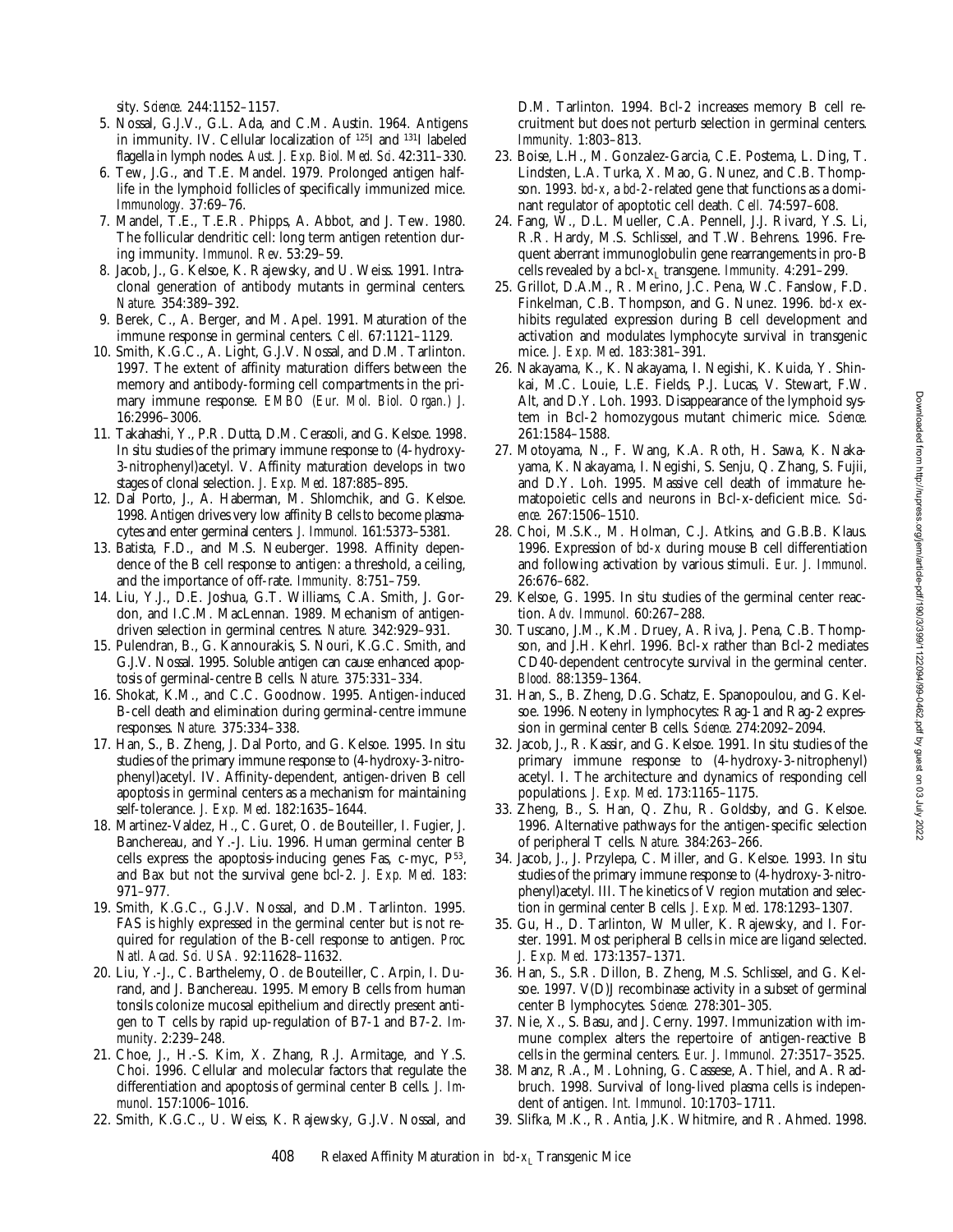sity. *Science.* 244:1152–1157.

5. Nossal, G.J.V., G.L. Ada, and C.M. Austin. 1964. Antigens in immunity. IV. Cellular localization of $^{125}$I and $^{131}$I labeled flagella in lymph nodes. *Aust. J. Exp. Biol. Med. Sci*. 42:311–330.
6. Tew, J.G., and T.E. Mandel. 1979. Prolonged antigen half-life in the lymphoid follicles of specifically immunized mice. *Immunology.* 37:69–76.
7. Mandel, T.E., T.E.R. Phipps, A. Abbot, and J. Tew. 1980. The follicular dendritic cell: long term antigen retention during immunity. *Immunol. Rev*. 53:29–59.
8. Jacob, J., G. Kelsoe, K. Rajewsky, and U. Weiss. 1991. Intraclonal generation of antibody mutants in germinal centers. *Nature.* 354:389–392.
9. Berek, C., A. Berger, and M. Apel. 1991. Maturation of the immune response in germinal centers. *Cell.* 67:1121–1129.
10. Smith, K.G.C., A. Light, G.J.V. Nossal, and D.M. Tarlinton. 1997. The extent of affinity maturation differs between the memory and antibody-forming cell compartments in the primary immune response. *EMBO (Eur. Mol. Biol. Organ.) J.* 16:2996–3006.
11. Takahashi, Y., P.R. Dutta, D.M. Cerasoli, and G. Kelsoe. 1998. In situ studies of the primary immune response to (4-hydroxy-3-nitrophenyl)acetyl. V. Affinity maturation develops in two stages of clonal selection. *J. Exp. Med*. 187:885–895.
12. Dal Porto, J., A. Haberman, M. Shlomchik, and G. Kelsoe. 1998. Antigen drives very low affinity B cells to become plasmacytes and enter germinal centers. *J. Immunol.* 161:5373–5381.
13. Batista, F.D., and M.S. Neuberger. 1998. Affinity dependence of the B cell response to antigen: a threshold, a ceiling, and the importance of off-rate. *Immunity.* 8:751–759.
14. Liu, Y.J., D.E. Joshua, G.T. Williams, C.A. Smith, J. Gordon, and I.C.M. MacLennan. 1989. Mechanism of antigen-driven selection in germinal centres. *Nature.* 342:929–931.
15. Pulendran, B., G. Kannourakis, S. Nouri, K.G.C. Smith, and G.J.V. Nossal. 1995. Soluble antigen can cause enhanced apoptosis of germinal-centre B cells. *Nature.* 375:331–334.
16. Shokat, K.M., and C.C. Goodnow. 1995. Antigen-induced B-cell death and elimination during germinal-centre immune responses. *Nature.* 375:334–338.
17. Han, S., B. Zheng, J. Dal Porto, and G. Kelsoe. 1995. In situ studies of the primary immune response to (4-hydroxy-3-nitrophenyl)acetyl. IV. Affinity-dependent, antigen-driven B cell apoptosis in germinal centers as a mechanism for maintaining self-tolerance. *J. Exp. Med*. 182:1635–1644.
18. Martinez-Valdez, H., C. Guret, O. de Bouteiller, I. Fugier, J. Banchereau, and Y.-J. Liu. 1996. Human germinal center B cells express the apoptosis-inducing genes Fas, c-myc, $P^{53}$, and Bax but not the survival gene bcl-2. *J. Exp. Med.* 183: 971–977.
19. Smith, K.G.C., G.J.V. Nossal, and D.M. Tarlinton. 1995. FAS is highly expressed in the germinal center but is not required for regulation of the B-cell response to antigen. *Proc. Natl. Acad. Sci. USA.* 92:11628–11632.
20. Liu, Y.-J., C. Barthelemy, O. de Bouteiller, C. Arpin, I. Durand, and J. Banchereau. 1995. Memory B cells from human tonsils colonize mucosal epithelium and directly present antigen to T cells by rapid up-regulation of B7-1 and B7-2. *Immunity*. 2:239–248.
21. Choe, J., H.-S. Kim, X. Zhang, R.J. Armitage, and Y.S. Choi. 1996. Cellular and molecular factors that regulate the differentiation and apoptosis of germinal center B cells. *J. Immunol*. 157:1006–1016.
22. Smith, K.G.C., U. Weiss, K. Rajewsky, G.J.V. Nossal, and D.M. Tarlinton. 1994. Bcl-2 increases memory B cell recruitment but does not perturb selection in germinal centers. *Immunity.* 1:803–813.
23. Boise, L.H., M. Gonzalez-Garcia, C.E. Postema, L. Ding, T. Lindsten, L.A. Turka, X. Mao, G. Nunez, and C.B. Thompson. 1993. *bcl-x*, a *bcl-2*-related gene that functions as a dominant regulator of apoptotic cell death. *Cell.* 74:597–608.
24. Fang, W., D.L. Mueller, C.A. Pennell, J.J. Rivard, Y.S. Li, R.R. Hardy, M.S. Schlissel, and T.W. Behrens. 1996. Frequent aberrant immunoglobulin gene rearrangements in pro-B cells revealed by a bcl-$x_L$ transgene. *Immunity.* 4:291–299.
25. Grillot, D.A.M., R. Merino, J.C. Pena, W.C. Fanslow, F.D. Finkelman, C.B. Thompson, and G. Nunez. 1996. *bcl-x* exhibits regulated expression during B cell development and activation and modulates lymphocyte survival in transgenic mice. *J. Exp. Med*. 183:381–391.
26. Nakayama, K., K. Nakayama, I. Negishi, K. Kuida, Y. Shinkai, M.C. Louie, L.E. Fields, P.J. Lucas, V. Stewart, F.W. Alt, and D.Y. Loh. 1993. Disappearance of the lymphoid system in Bcl-2 homozygous mutant chimeric mice. *Science.* 261:1584–1588.
27. Motoyama, N., F. Wang, K.A. Roth, H. Sawa, K. Nakayama, K. Nakayama, I. Negishi, S. Senju, Q. Zhang, S. Fujii, and D.Y. Loh. 1995. Massive cell death of immature hematopoietic cells and neurons in Bcl-x-deficient mice. *Science.* 267:1506–1510.
28. Choi, M.S.K., M. Holman, C.J. Atkins, and G.B.B. Klaus. 1996. Expression of *bcl-x* during mouse B cell differentiation and following activation by various stimuli. *Eur. J. Immunol.* 26:676–682.
29. Kelsoe, G. 1995. In situ studies of the germinal center reaction. *Adv. Immunol.* 60:267–288.
30. Tuscano, J.M., K.M. Druey, A. Riva, J. Pena, C.B. Thompson, and J.H. Kehrl. 1996. Bcl-x rather than Bcl-2 mediates CD40-dependent centrocyte survival in the germinal center. *Blood.* 88:1359–1364.
31. Han, S., B. Zheng, D.G. Schatz, E. Spanopoulou, and G. Kelsoe. 1996. Neoteny in lymphocytes: Rag-1 and Rag-2 expression in germinal center B cells. *Science*. 274:2092–2094.
32. Jacob, J., R. Kassir, and G. Kelsoe. 1991. In situ studies of the primary immune response to (4-hydroxy-3-nitrophenyl) acetyl. I. The architecture and dynamics of responding cell populations. *J. Exp. Med*. 173:1165–1175.
33. Zheng, B., S. Han, Q. Zhu, R. Goldsby, and G. Kelsoe. 1996. Alternative pathways for the antigen-specific selection of peripheral T cells. *Nature.* 384:263–266.
34. Jacob, J., J. Przylepa, C. Miller, and G. Kelsoe. 1993. In situ studies of the primary immune response to (4-hydroxy-3-nitrophenyl)acetyl. III. The kinetics of V region mutation and selection in germinal center B cells. *J. Exp. Med*. 178:1293–1307.
35. Gu, H., D. Tarlinton, W Muller, K. Rajewsky, and I. Forster. 1991. Most peripheral B cells in mice are ligand selected. *J. Exp. Med.* 173:1357–1371.
36. Han, S., S.R. Dillon, B. Zheng, M.S. Schlissel, and G. Kelsoe. 1997. V(D)J recombinase activity in a subset of germinal center B lymphocytes. *Science.* 278:301–305.
37. Nie, X., S. Basu, and J. Cerny. 1997. Immunization with immune complex alters the repertoire of antigen-reactive B cells in the germinal centers. *Eur. J. Immunol.* 27:3517–3525.
38. Manz, R.A., M. Lohning, G. Cassese, A. Thiel, and A. Radbruch. 1998. Survival of long-lived plasma cells is independent of antigen. *Int. Immunol*. 10:1703–1711.
39. Slifka, M.K., R. Antia, J.K. Whitmire, and R. Ahmed. 1998.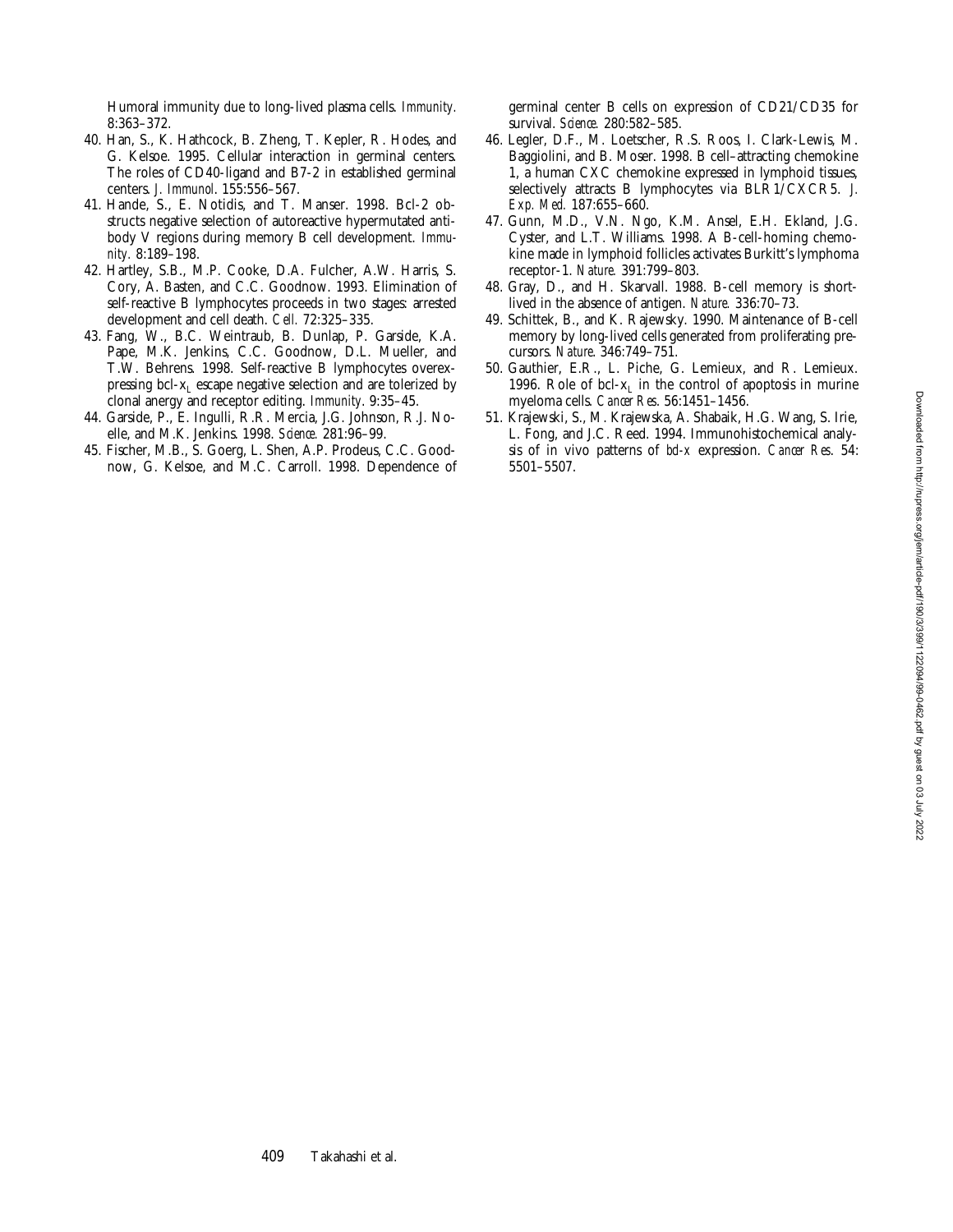Humoral immunity due to long-lived plasma cells. *Immunity.* 8:363–372.

40. Han, S., K. Hathcock, B. Zheng, T. Kepler, R. Hodes, and G. Kelsoe. 1995. Cellular interaction in germinal centers. The roles of CD40-ligand and B7-2 in established germinal centers. *J. Immunol.* 155:556–567.
41. Hande, S., E. Notidis, and T. Manser. 1998. Bcl-2 obstructs negative selection of autoreactive hypermutated antibody V regions during memory B cell development. *Immunity.* 8:189–198.
42. Hartley, S.B., M.P. Cooke, D.A. Fulcher, A.W. Harris, S. Cory, A. Basten, and C.C. Goodnow. 1993. Elimination of self-reactive B lymphocytes proceeds in two stages: arrested development and cell death. *Cell.* 72:325–335.
43. Fang, W., B.C. Weintraub, B. Dunlap, P. Garside, K.A. Pape, M.K. Jenkins, C.C. Goodnow, D.L. Mueller, and T.W. Behrens. 1998. Self-reactive B lymphocytes overexpressing bcl-$x_L$ escape negative selection and are tolerized by clonal anergy and receptor editing. *Immunity.* 9:35–45.
44. Garside, P., E. Ingulli, R.R. Mercia, J.G. Johnson, R.J. Noelle, and M.K. Jenkins. 1998. *Science.* 281:96–99.
45. Fischer, M.B., S. Goerg, L. Shen, A.P. Prodeus, C.C. Goodnow, G. Kelsoe, and M.C. Carroll. 1998. Dependence of germinal center B cells on expression of CD21/CD35 for survival. *Science.* 280:582–585.
46. Legler, D.F., M. Loetscher, R.S. Roos, I. Clark-Lewis, M. Baggiolini, and B. Moser. 1998. B cell–attracting chemokine 1, a human CXC chemokine expressed in lymphoid tissues, selectively attracts B lymphocytes via BLR1/CXCR5. *J. Exp. Med.* 187:655–660.
47. Gunn, M.D., V.N. Ngo, K.M. Ansel, E.H. Ekland, J.G. Cyster, and L.T. Williams. 1998. A B-cell-homing chemokine made in lymphoid follicles activates Burkitt's lymphoma receptor-1. *Nature.* 391:799–803.
48. Gray, D., and H. Skarvall. 1988. B-cell memory is short-lived in the absence of antigen. *Nature.* 336:70–73.
49. Schittek, B., and K. Rajewsky. 1990. Maintenance of B-cell memory by long-lived cells generated from proliferating precursors. *Nature.* 346:749–751.
50. Gauthier, E.R., L. Piche, G. Lemieux, and R. Lemieux. 1996. Role of bcl-$x_L$ in the control of apoptosis in murine myeloma cells. *Cancer Res.* 56:1451–1456.
51. Krajewski, S., M. Krajewska, A. Shabaik, H.G. Wang, S. Irie, L. Fong, and J.C. Reed. 1994. Immunohistochemical analysis of in vivo patterns of *bcl-x* expression. *Cancer Res.* 54: 5501–5507.